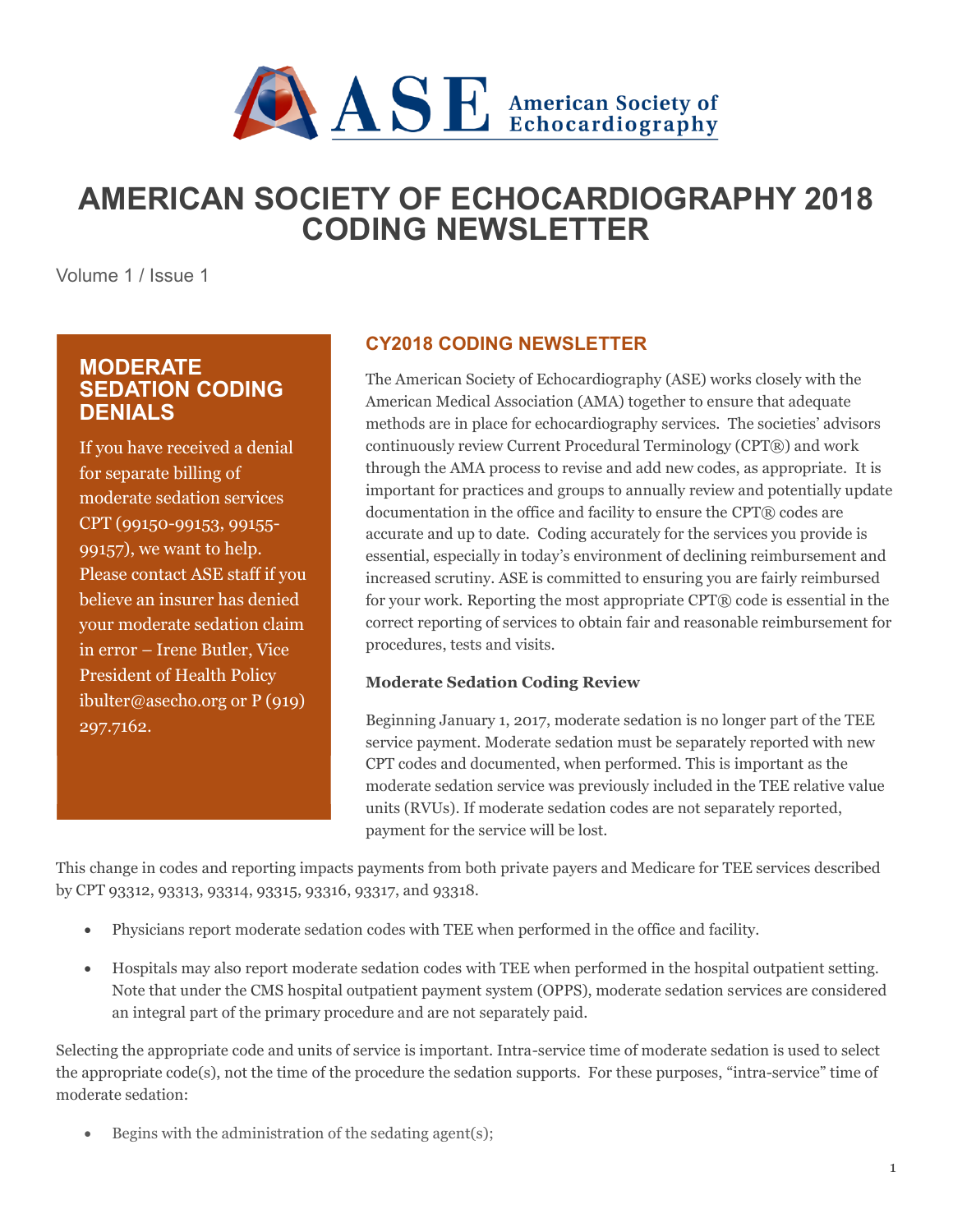# AMERICAN SOCIETY OF ECHOCARDIOGRAPHY 2018 CODING NEWSLETTER

Volume 1 / Issue 1

## MODERATE SEDATION CODING DENIALS

If you have received a denial for separate billing of moderate sedation services CPT (99150-99153, 99155-99157), we want to help. Please contact ASE staff if you believe an insurer has denied your moderate sedation claim in error – Irene Butler, Vice President of Health Policy ibulter@asecho.org or P (919) 297.7162.

## CY2018 CODING NEWSLETTER

The American Society of Echocardiography (ASE) works closely with the American Medical Association (AMA) together to ensure that adequate methods are in place for echocardiography services. The societies' advisors continuously review Current Procedural Terminology (CPT®) and work through the AMA process to revise and add new codes, as appropriate. It is important for practices and groups to annually review and potentially update documentation in the office and facility to ensure the CPT® codes are accurate and up to date. Coding accurately for the services you provide is essential, especially in today's environment of declining reimbursement and increased scrutiny. ASE is committed to ensuring you are fairly reimbursed for your work. Reporting the most appropriate CPT® code is essential in the correct reporting of services to obtain fair and reasonable reimbursement for procedures, tests and visits.

**Moderate Sedation Coding Review**

Beginning January 1, 2017, moderate sedation is no longer part of the TEE service payment. Moderate sedation must be separately reported with new CPT codes and documented, when performed. This is important as the moderate sedation service was previously included in the TEE relative value units (RVUs). If moderate sedation codes are not separately reported, payment for the service will be lost.

This change in codes and reporting impacts payments from both private payers and Medicare for TEE services described by CPT 93312, 93313, 93314, 93315, 93316, 93317, and 93318.

- Physicians report moderate sedation codes with TEE when performed in the office and facility.
- Hospitals may also report moderate sedation codes with TEE when performed in the hospital outpatient setting. Note that under the CMS hospital outpatient payment system (OPPS), moderate sedation services are considered an integral part of the primary procedure and are not separately paid.

Selecting the appropriate code and units of service is important. Intra-service time of moderate sedation is used to select the appropriate code(s), not the time of the procedure the sedation supports. For these purposes, "intra-service" time of moderate sedation:

- Begins with the administration of the sedating agent(s);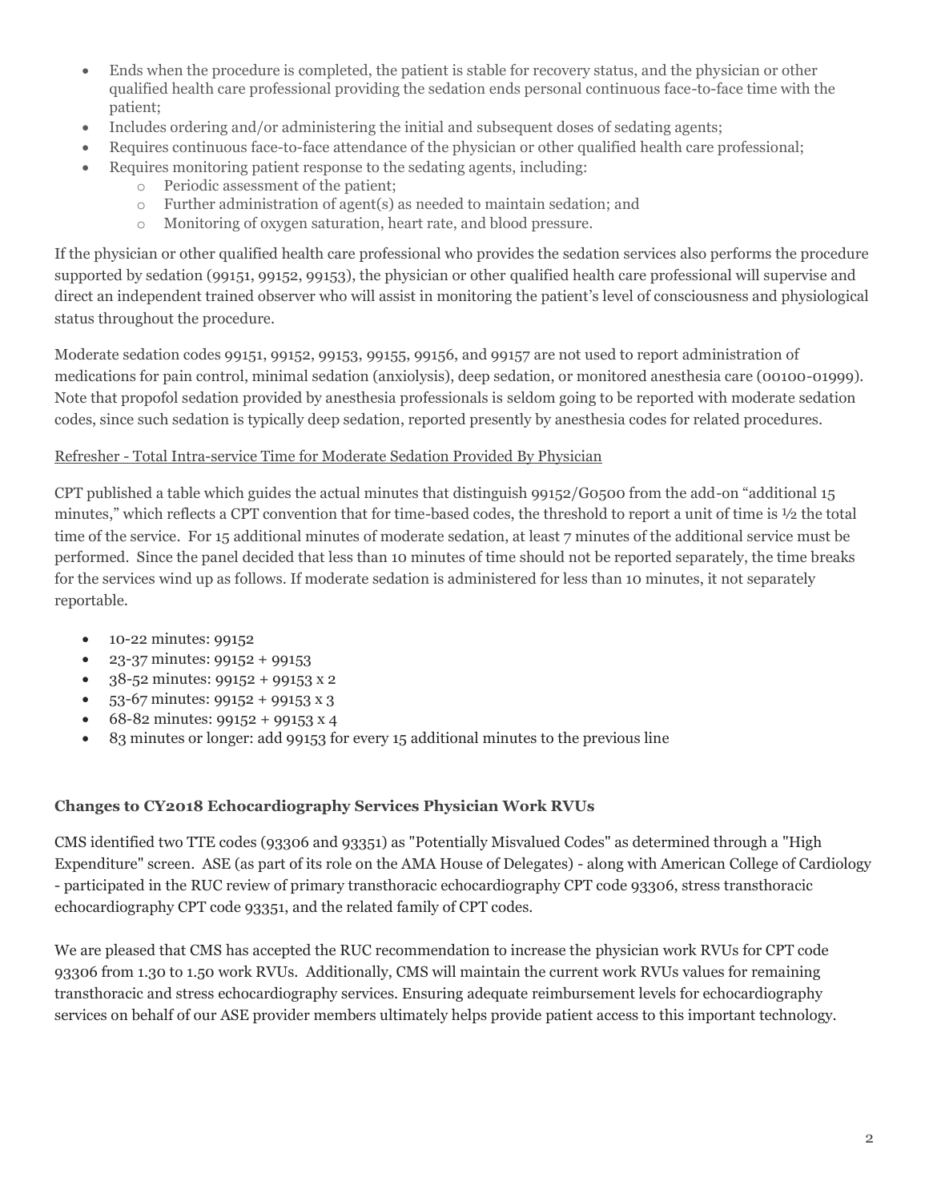- Ends when the procedure is completed, the patient is stable for recovery status, and the physician or other qualified health care professional providing the sedation ends personal continuous face-to-face time with the patient;
- Includes ordering and/or administering the initial and subsequent doses of sedating agents;
- Requires continuous face-to-face attendance of the physician or other qualified health care professional;
- Requires monitoring patient response to the sedating agents, including:
  - Periodic assessment of the patient;
  - Further administration of agent(s) as needed to maintain sedation; and
  - Monitoring of oxygen saturation, heart rate, and blood pressure.

If the physician or other qualified health care professional who provides the sedation services also performs the procedure supported by sedation (99151, 99152, 99153), the physician or other qualified health care professional will supervise and direct an independent trained observer who will assist in monitoring the patient's level of consciousness and physiological status throughout the procedure.

Moderate sedation codes 99151, 99152, 99153, 99155, 99156, and 99157 are not used to report administration of medications for pain control, minimal sedation (anxiolysis), deep sedation, or monitored anesthesia care (00100-01999). Note that propofol sedation provided by anesthesia professionals is seldom going to be reported with moderate sedation codes, since such sedation is typically deep sedation, reported presently by anesthesia codes for related procedures.

Refresher - Total Intra-service Time for Moderate Sedation Provided By Physician

CPT published a table which guides the actual minutes that distinguish 99152/G0500 from the add-on "additional 15 minutes," which reflects a CPT convention that for time-based codes, the threshold to report a unit of time is ½ the total time of the service. For 15 additional minutes of moderate sedation, at least 7 minutes of the additional service must be performed. Since the panel decided that less than 10 minutes of time should not be reported separately, the time breaks for the services wind up as follows. If moderate sedation is administered for less than 10 minutes, it not separately reportable.

- 10-22 minutes: 99152
- 23-37 minutes: 99152 + 99153
- 38-52 minutes: 99152 + 99153 x 2
- 53-67 minutes: 99152 + 99153 x 3
- 68-82 minutes: 99152 + 99153 x 4
- 83 minutes or longer: add 99153 for every 15 additional minutes to the previous line

**Changes to CY2018 Echocardiography Services Physician Work RVUs**

CMS identified two TTE codes (93306 and 93351) as "Potentially Misvalued Codes" as determined through a "High Expenditure" screen. ASE (as part of its role on the AMA House of Delegates) - along with American College of Cardiology - participated in the RUC review of primary transthoracic echocardiography CPT code 93306, stress transthoracic echocardiography CPT code 93351, and the related family of CPT codes.

We are pleased that CMS has accepted the RUC recommendation to increase the physician work RVUs for CPT code 93306 from 1.30 to 1.50 work RVUs. Additionally, CMS will maintain the current work RVUs values for remaining transthoracic and stress echocardiography services. Ensuring adequate reimbursement levels for echocardiography services on behalf of our ASE provider members ultimately helps provide patient access to this important technology.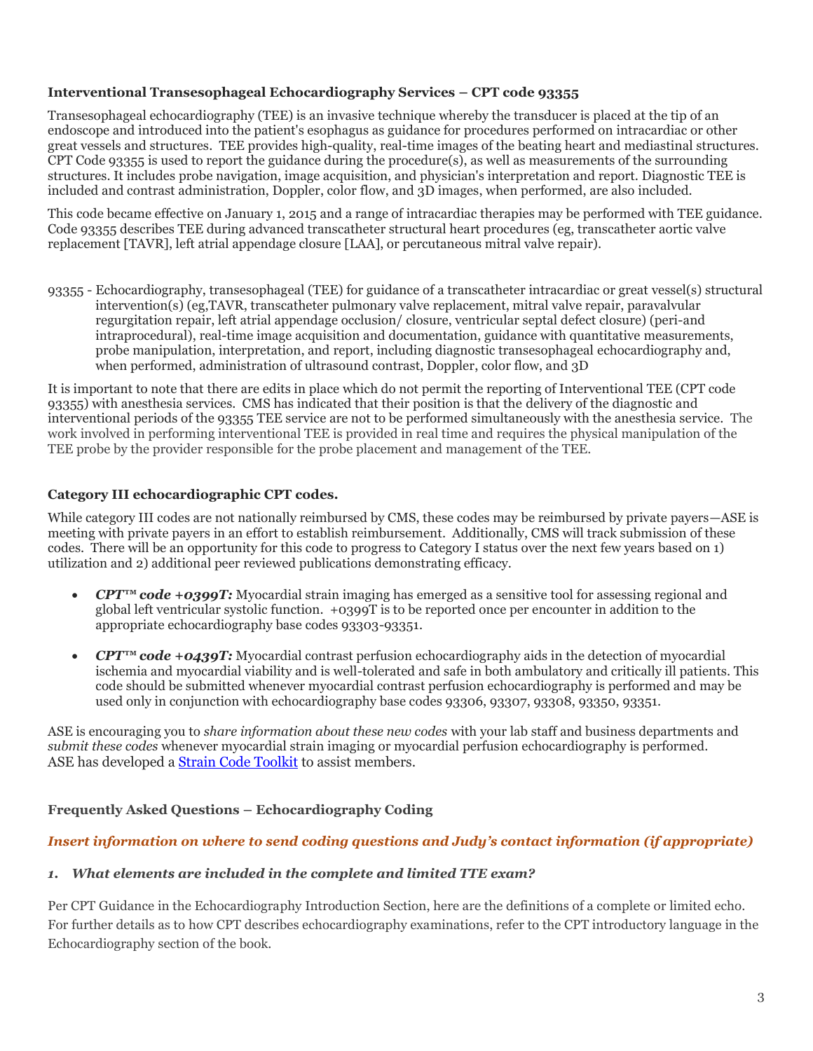**Interventional Transesophageal Echocardiography Services – CPT code 93355**

Transesophageal echocardiography (TEE) is an invasive technique whereby the transducer is placed at the tip of an endoscope and introduced into the patient's esophagus as guidance for procedures performed on intracardiac or other great vessels and structures. TEE provides high-quality, real-time images of the beating heart and mediastinal structures. CPT Code 93355 is used to report the guidance during the procedure(s), as well as measurements of the surrounding structures. It includes probe navigation, image acquisition, and physician's interpretation and report. Diagnostic TEE is included and contrast administration, Doppler, color flow, and 3D images, when performed, are also included.

This code became effective on January 1, 2015 and a range of intracardiac therapies may be performed with TEE guidance. Code 93355 describes TEE during advanced transcatheter structural heart procedures (eg, transcatheter aortic valve replacement [TAVR], left atrial appendage closure [LAA], or percutaneous mitral valve repair).

93355 - Echocardiography, transesophageal (TEE) for guidance of a transcatheter intracardiac or great vessel(s) structural intervention(s) (eg,TAVR, transcatheter pulmonary valve replacement, mitral valve repair, paravalvular regurgitation repair, left atrial appendage occlusion/ closure, ventricular septal defect closure) (peri-and intraprocedural), real-time image acquisition and documentation, guidance with quantitative measurements, probe manipulation, interpretation, and report, including diagnostic transesophageal echocardiography and, when performed, administration of ultrasound contrast, Doppler, color flow, and 3D

It is important to note that there are edits in place which do not permit the reporting of Interventional TEE (CPT code 93355) with anesthesia services. CMS has indicated that their position is that the delivery of the diagnostic and interventional periods of the 93355 TEE service are not to be performed simultaneously with the anesthesia service. The work involved in performing interventional TEE is provided in real time and requires the physical manipulation of the TEE probe by the provider responsible for the probe placement and management of the TEE.

**Category III echocardiographic CPT codes.**

While category III codes are not nationally reimbursed by CMS, these codes may be reimbursed by private payers—ASE is meeting with private payers in an effort to establish reimbursement. Additionally, CMS will track submission of these codes. There will be an opportunity for this code to progress to Category I status over the next few years based on 1) utilization and 2) additional peer reviewed publications demonstrating efficacy.

- ***CPT™ code +0399T:*** Myocardial strain imaging has emerged as a sensitive tool for assessing regional and global left ventricular systolic function. +0399T is to be reported once per encounter in addition to the appropriate echocardiography base codes 93303-93351.
- ***CPT™ code +0439T:*** Myocardial contrast perfusion echocardiography aids in the detection of myocardial ischemia and myocardial viability and is well-tolerated and safe in both ambulatory and critically ill patients. This code should be submitted whenever myocardial contrast perfusion echocardiography is performed and may be used only in conjunction with echocardiography base codes 93306, 93307, 93308, 93350, 93351.

ASE is encouraging you to *share information about these new codes* with your lab staff and business departments and *submit these codes* whenever myocardial strain imaging or myocardial perfusion echocardiography is performed. ASE has developed a Strain Code Toolkit to assist members.

**Frequently Asked Questions – Echocardiography Coding**

***Insert information on where to send coding questions and Judy's contact information (if appropriate)***

***1. What elements are included in the complete and limited TTE exam?***

Per CPT Guidance in the Echocardiography Introduction Section, here are the definitions of a complete or limited echo. For further details as to how CPT describes echocardiography examinations, refer to the CPT introductory language in the Echocardiography section of the book.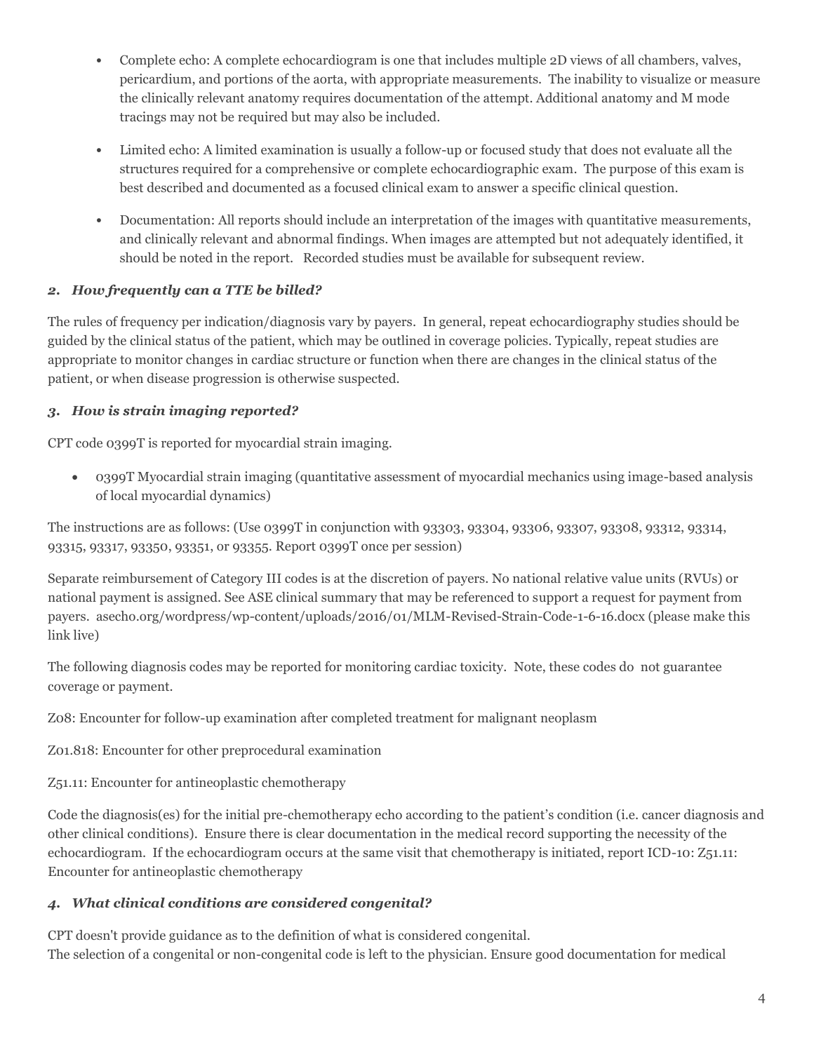- Complete echo: A complete echocardiogram is one that includes multiple 2D views of all chambers, valves, pericardium, and portions of the aorta, with appropriate measurements. The inability to visualize or measure the clinically relevant anatomy requires documentation of the attempt. Additional anatomy and M mode tracings may not be required but may also be included.

- Limited echo: A limited examination is usually a follow-up or focused study that does not evaluate all the structures required for a comprehensive or complete echocardiographic exam. The purpose of this exam is best described and documented as a focused clinical exam to answer a specific clinical question.

- Documentation: All reports should include an interpretation of the images with quantitative measurements, and clinically relevant and abnormal findings. When images are attempted but not adequately identified, it should be noted in the report. Recorded studies must be available for subsequent review.

### *2. How frequently can a TTE be billed?*

The rules of frequency per indication/diagnosis vary by payers. In general, repeat echocardiography studies should be guided by the clinical status of the patient, which may be outlined in coverage policies. Typically, repeat studies are appropriate to monitor changes in cardiac structure or function when there are changes in the clinical status of the patient, or when disease progression is otherwise suspected.

### *3. How is strain imaging reported?*

CPT code 0399T is reported for myocardial strain imaging.

- 0399T Myocardial strain imaging (quantitative assessment of myocardial mechanics using image-based analysis of local myocardial dynamics)

The instructions are as follows: (Use 0399T in conjunction with 93303, 93304, 93306, 93307, 93308, 93312, 93314, 93315, 93317, 93350, 93351, or 93355. Report 0399T once per session)

Separate reimbursement of Category III codes is at the discretion of payers. No national relative value units (RVUs) or national payment is assigned. See ASE clinical summary that may be referenced to support a request for payment from payers. asecho.org/wordpress/wp-content/uploads/2016/01/MLM-Revised-Strain-Code-1-6-16.docx (please make this link live)

The following diagnosis codes may be reported for monitoring cardiac toxicity. Note, these codes do not guarantee coverage or payment.

Z08: Encounter for follow-up examination after completed treatment for malignant neoplasm

Z01.818: Encounter for other preprocedural examination

Z51.11: Encounter for antineoplastic chemotherapy

Code the diagnosis(es) for the initial pre-chemotherapy echo according to the patient's condition (i.e. cancer diagnosis and other clinical conditions). Ensure there is clear documentation in the medical record supporting the necessity of the echocardiogram. If the echocardiogram occurs at the same visit that chemotherapy is initiated, report ICD-10: Z51.11: Encounter for antineoplastic chemotherapy

### *4. What clinical conditions are considered congenital?*

CPT doesn't provide guidance as to the definition of what is considered congenital.
The selection of a congenital or non-congenital code is left to the physician. Ensure good documentation for medical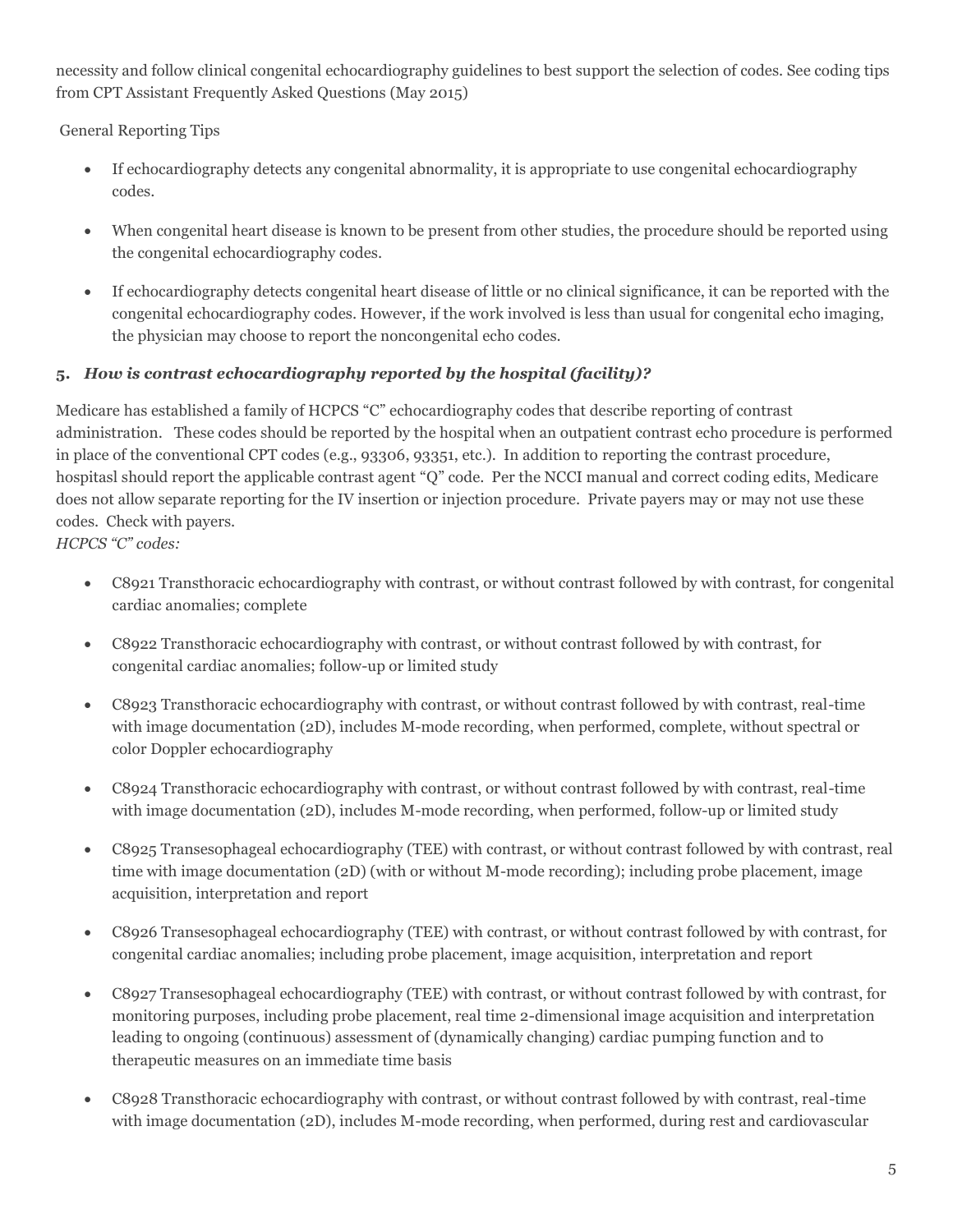necessity and follow clinical congenital echocardiography guidelines to best support the selection of codes. See coding tips from CPT Assistant Frequently Asked Questions (May 2015)

General Reporting Tips

- If echocardiography detects any congenital abnormality, it is appropriate to use congenital echocardiography codes.
- When congenital heart disease is known to be present from other studies, the procedure should be reported using the congenital echocardiography codes.
- If echocardiography detects congenital heart disease of little or no clinical significance, it can be reported with the congenital echocardiography codes. However, if the work involved is less than usual for congenital echo imaging, the physician may choose to report the noncongenital echo codes.

### 5. *How is contrast echocardiography reported by the hospital (facility)?*

Medicare has established a family of HCPCS "C" echocardiography codes that describe reporting of contrast administration. These codes should be reported by the hospital when an outpatient contrast echo procedure is performed in place of the conventional CPT codes (e.g., 93306, 93351, etc.). In addition to reporting the contrast procedure, hospitasl should report the applicable contrast agent "Q" code. Per the NCCI manual and correct coding edits, Medicare does not allow separate reporting for the IV insertion or injection procedure. Private payers may or may not use these codes. Check with payers.

*HCPCS "C" codes:*

- C8921 Transthoracic echocardiography with contrast, or without contrast followed by with contrast, for congenital cardiac anomalies; complete
- C8922 Transthoracic echocardiography with contrast, or without contrast followed by with contrast, for congenital cardiac anomalies; follow-up or limited study
- C8923 Transthoracic echocardiography with contrast, or without contrast followed by with contrast, real-time with image documentation (2D), includes M-mode recording, when performed, complete, without spectral or color Doppler echocardiography
- C8924 Transthoracic echocardiography with contrast, or without contrast followed by with contrast, real-time with image documentation (2D), includes M-mode recording, when performed, follow-up or limited study
- C8925 Transesophageal echocardiography (TEE) with contrast, or without contrast followed by with contrast, real time with image documentation (2D) (with or without M-mode recording); including probe placement, image acquisition, interpretation and report
- C8926 Transesophageal echocardiography (TEE) with contrast, or without contrast followed by with contrast, for congenital cardiac anomalies; including probe placement, image acquisition, interpretation and report
- C8927 Transesophageal echocardiography (TEE) with contrast, or without contrast followed by with contrast, for monitoring purposes, including probe placement, real time 2-dimensional image acquisition and interpretation leading to ongoing (continuous) assessment of (dynamically changing) cardiac pumping function and to therapeutic measures on an immediate time basis
- C8928 Transthoracic echocardiography with contrast, or without contrast followed by with contrast, real-time with image documentation (2D), includes M-mode recording, when performed, during rest and cardiovascular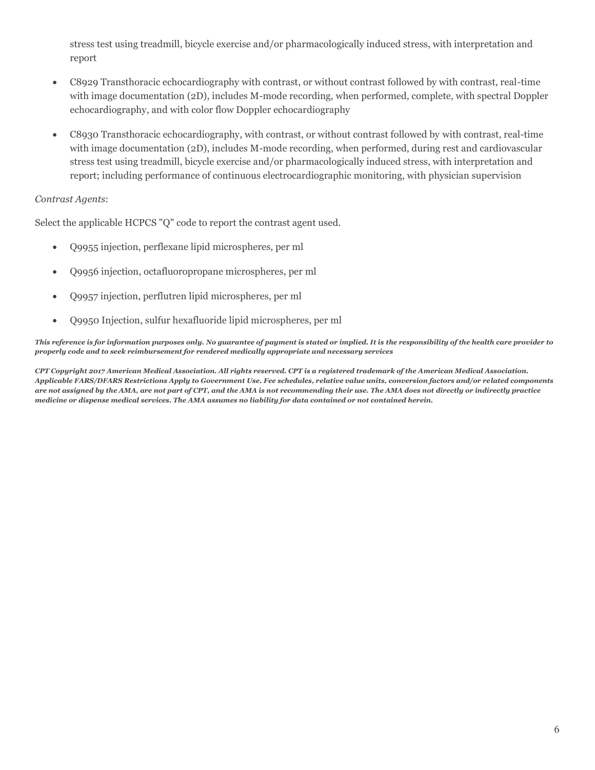stress test using treadmill, bicycle exercise and/or pharmacologically induced stress, with interpretation and report

- C8929 Transthoracic echocardiography with contrast, or without contrast followed by with contrast, real-time with image documentation (2D), includes M-mode recording, when performed, complete, with spectral Doppler echocardiography, and with color flow Doppler echocardiography

- C8930 Transthoracic echocardiography, with contrast, or without contrast followed by with contrast, real-time with image documentation (2D), includes M-mode recording, when performed, during rest and cardiovascular stress test using treadmill, bicycle exercise and/or pharmacologically induced stress, with interpretation and report; including performance of continuous electrocardiographic monitoring, with physician supervision

*Contrast Agents*:

Select the applicable HCPCS "Q" code to report the contrast agent used.

- Q9955 injection, perflexane lipid microspheres, per ml

- Q9956 injection, octafluoropropane microspheres, per ml

- Q9957 injection, perflutren lipid microspheres, per ml

- Q9950 Injection, sulfur hexafluoride lipid microspheres, per ml

***This reference is for information purposes only. No guarantee of payment is stated or implied. It is the responsibility of the health care provider to properly code and to seek reimbursement for rendered medically appropriate and necessary services***

***CPT Copyright 2017 American Medical Association. All rights reserved. CPT is a registered trademark of the American Medical Association. Applicable FARS/DFARS Restrictions Apply to Government Use. Fee schedules, relative value units, conversion factors and/or related components are not assigned by the AMA, are not part of CPT, and the AMA is not recommending their use. The AMA does not directly or indirectly practice medicine or dispense medical services. The AMA assumes no liability for data contained or not contained herein.***